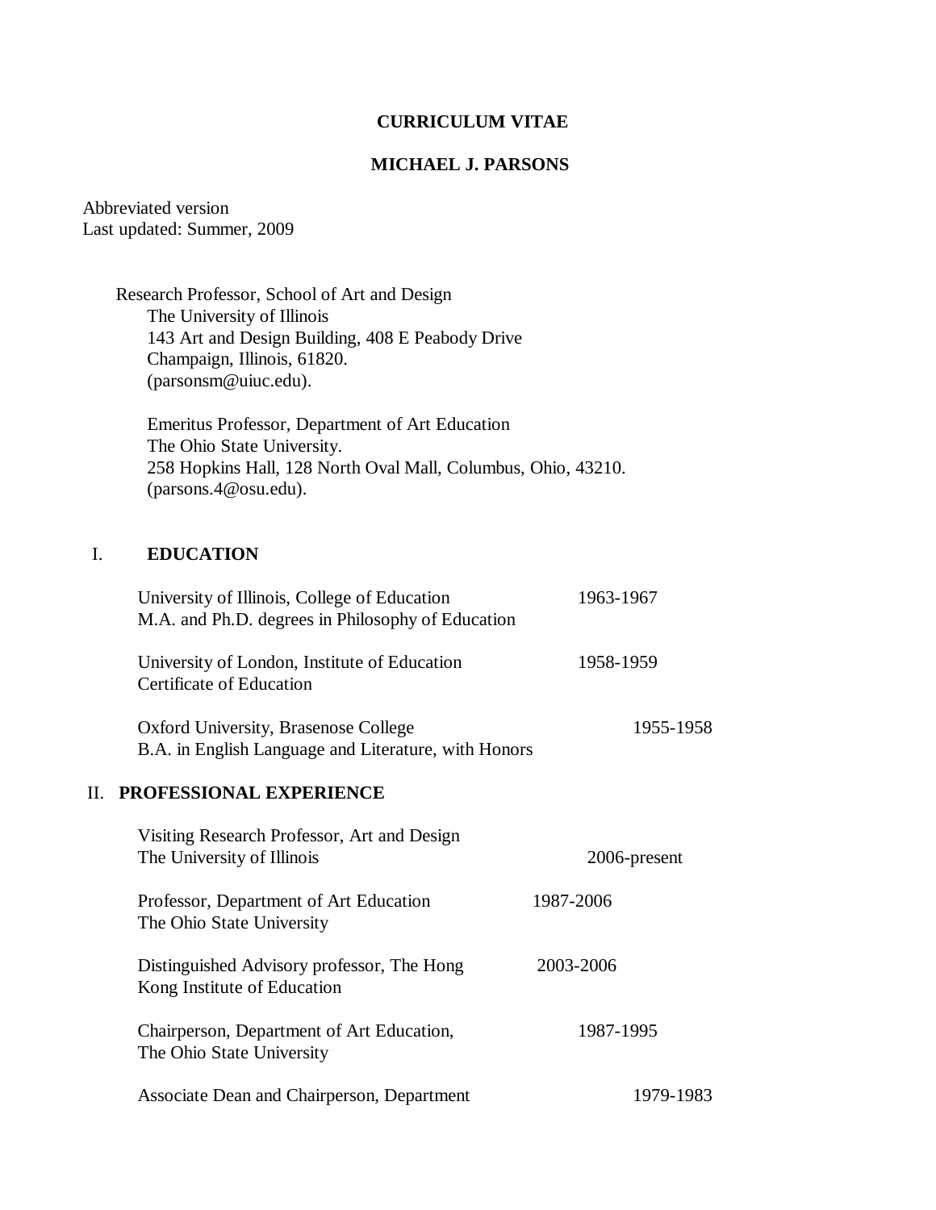# CURRICULUM VITAE

## MICHAEL J. PARSONS

Abbreviated version
Last updated: Summer, 2009

Research Professor, School of Art and Design
The University of Illinois
143 Art and Design Building, 408 E Peabody Drive
Champaign, Illinois, 61820.
(parsonsm@uiuc.edu).

Emeritus Professor, Department of Art Education
The Ohio State University.
258 Hopkins Hall, 128 North Oval Mall, Columbus, Ohio, 43210.
(parsons.4@osu.edu).

## I. EDUCATION

University of Illinois, College of Education — 1963-1967
M.A. and Ph.D. degrees in Philosophy of Education

University of London, Institute of Education — 1958-1959
Certificate of Education

Oxford University, Brasenose College — 1955-1958
B.A. in English Language and Literature, with Honors

## II. PROFESSIONAL EXPERIENCE

Visiting Research Professor, Art and Design
The University of Illinois — 2006-present

Professor, Department of Art Education — 1987-2006
The Ohio State University

Distinguished Advisory professor, The Hong Kong Institute of Education — 2003-2006

Chairperson, Department of Art Education, — 1987-1995
The Ohio State University

Associate Dean and Chairperson, Department — 1979-1983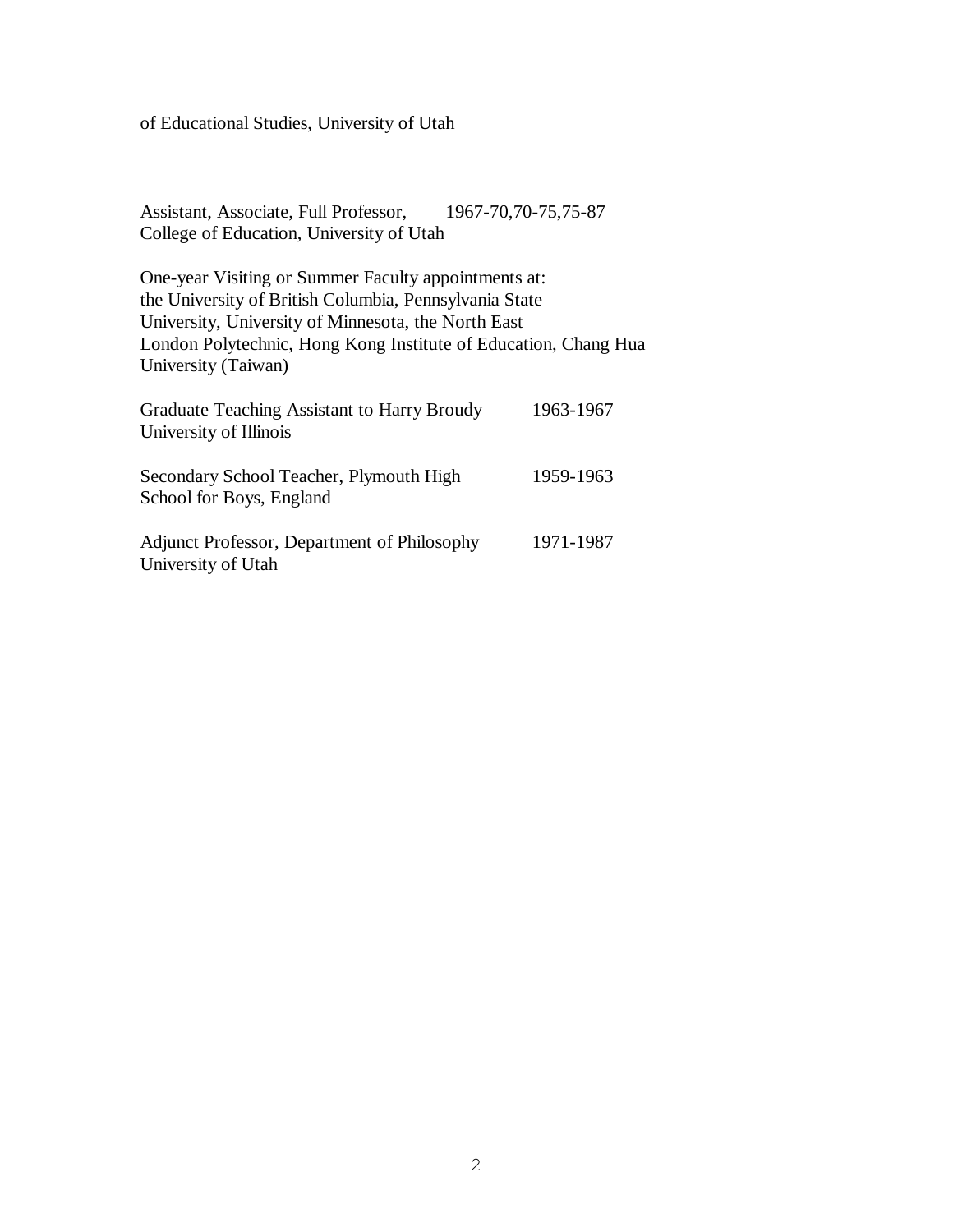of Educational Studies, University of Utah

Assistant, Associate, Full Professor, 1967-70,70-75,75-87
College of Education, University of Utah

One-year Visiting or Summer Faculty appointments at:
the University of British Columbia, Pennsylvania State University, University of Minnesota, the North East London Polytechnic, Hong Kong Institute of Education, Chang Hua University (Taiwan)

Graduate Teaching Assistant to Harry Broudy 1963-1967
University of Illinois

Secondary School Teacher, Plymouth High School for Boys, England 1959-1963

Adjunct Professor, Department of Philosophy 1971-1987
University of Utah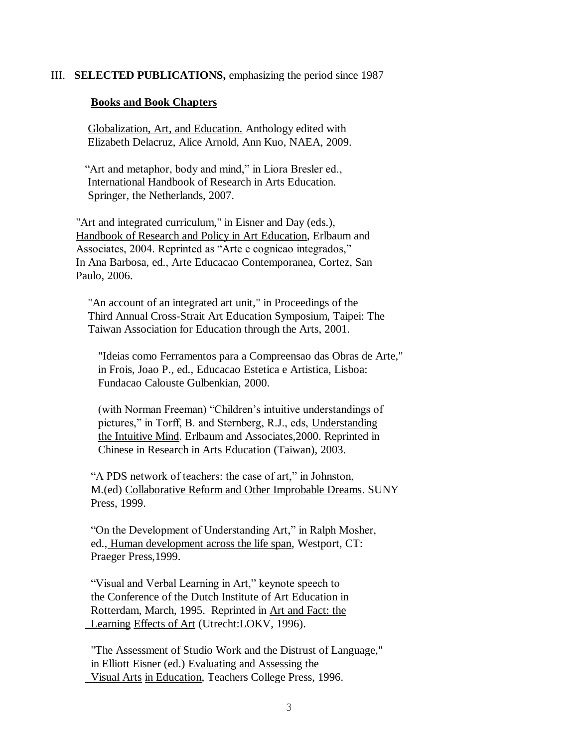III. **SELECTED PUBLICATIONS,** emphasizing the period since 1987

**Books and Book Chapters**

Globalization, Art, and Education. Anthology edited with Elizabeth Delacruz, Alice Arnold, Ann Kuo, NAEA, 2009.

"Art and metaphor, body and mind," in Liora Bresler ed., International Handbook of Research in Arts Education. Springer, the Netherlands, 2007.

"Art and integrated curriculum," in Eisner and Day (eds.), Handbook of Research and Policy in Art Education, Erlbaum and Associates, 2004. Reprinted as "Arte e cognicao integrados," In Ana Barbosa, ed., Arte Educacao Contemporanea, Cortez, San Paulo, 2006.

"An account of an integrated art unit," in Proceedings of the Third Annual Cross-Strait Art Education Symposium, Taipei: The Taiwan Association for Education through the Arts, 2001.

"Ideias como Ferramentos para a Compreensao das Obras de Arte," in Frois, Joao P., ed., Educacao Estetica e Artistica, Lisboa: Fundacao Calouste Gulbenkian, 2000.

(with Norman Freeman) "Children's intuitive understandings of pictures," in Torff, B. and Sternberg, R.J., eds, Understanding the Intuitive Mind. Erlbaum and Associates,2000. Reprinted in Chinese in Research in Arts Education (Taiwan), 2003.

"A PDS network of teachers: the case of art," in Johnston, M.(ed) Collaborative Reform and Other Improbable Dreams. SUNY Press, 1999.

"On the Development of Understanding Art," in Ralph Mosher, ed., Human development across the life span, Westport, CT: Praeger Press,1999.

"Visual and Verbal Learning in Art," keynote speech to the Conference of the Dutch Institute of Art Education in Rotterdam, March, 1995. Reprinted in Art and Fact: the Learning Effects of Art (Utrecht:LOKV, 1996).

"The Assessment of Studio Work and the Distrust of Language," in Elliott Eisner (ed.) Evaluating and Assessing the Visual Arts in Education, Teachers College Press, 1996.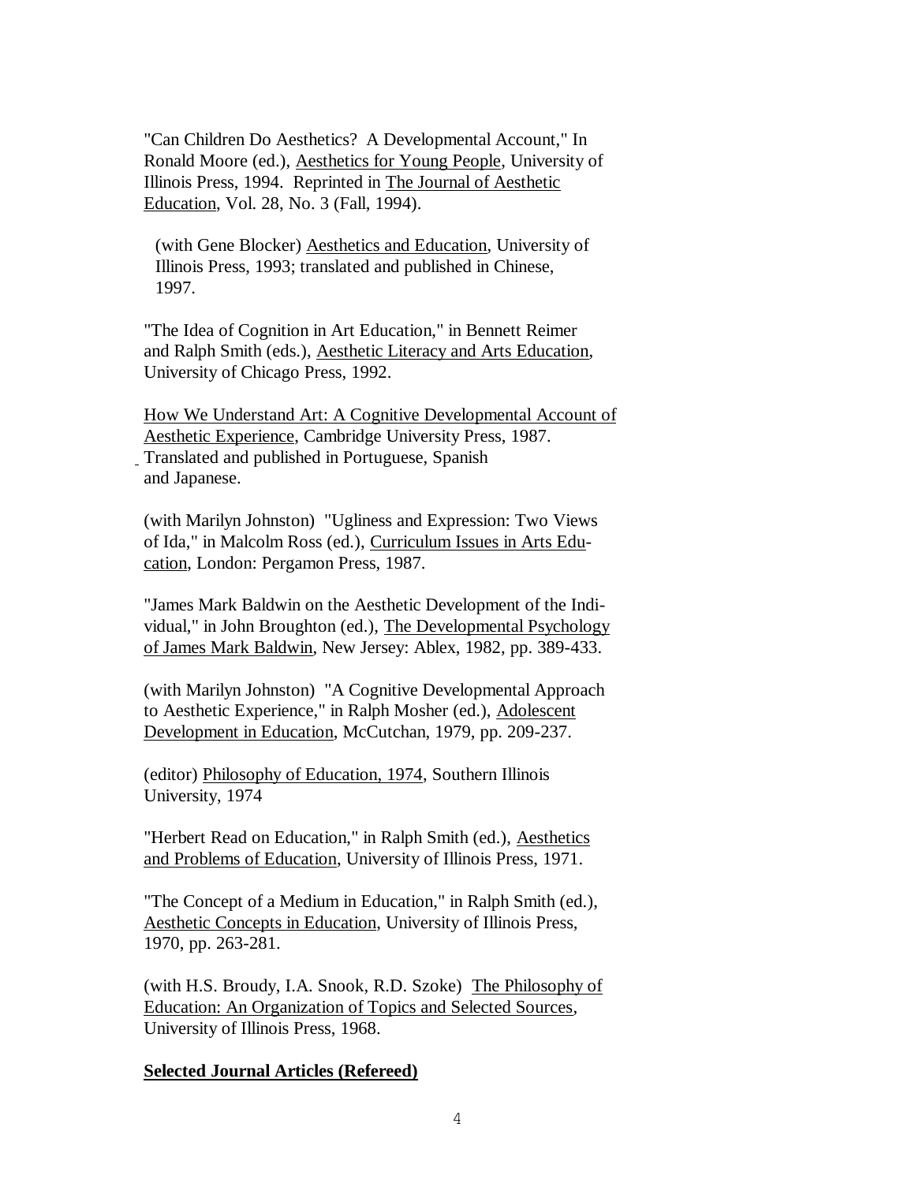"Can Children Do Aesthetics? A Developmental Account," In Ronald Moore (ed.), Aesthetics for Young People, University of Illinois Press, 1994. Reprinted in The Journal of Aesthetic Education, Vol. 28, No. 3 (Fall, 1994).

(with Gene Blocker) Aesthetics and Education, University of Illinois Press, 1993; translated and published in Chinese, 1997.

"The Idea of Cognition in Art Education," in Bennett Reimer and Ralph Smith (eds.), Aesthetic Literacy and Arts Education, University of Chicago Press, 1992.

How We Understand Art: A Cognitive Developmental Account of Aesthetic Experience, Cambridge University Press, 1987. Translated and published in Portuguese, Spanish and Japanese.

(with Marilyn Johnston) "Ugliness and Expression: Two Views of Ida," in Malcolm Ross (ed.), Curriculum Issues in Arts Education, London: Pergamon Press, 1987.

"James Mark Baldwin on the Aesthetic Development of the Individual," in John Broughton (ed.), The Developmental Psychology of James Mark Baldwin, New Jersey: Ablex, 1982, pp. 389-433.

(with Marilyn Johnston) "A Cognitive Developmental Approach to Aesthetic Experience," in Ralph Mosher (ed.), Adolescent Development in Education, McCutchan, 1979, pp. 209-237.

(editor) Philosophy of Education, 1974, Southern Illinois University, 1974

"Herbert Read on Education," in Ralph Smith (ed.), Aesthetics and Problems of Education, University of Illinois Press, 1971.

"The Concept of a Medium in Education," in Ralph Smith (ed.), Aesthetic Concepts in Education, University of Illinois Press, 1970, pp. 263-281.

(with H.S. Broudy, I.A. Snook, R.D. Szoke) The Philosophy of Education: An Organization of Topics and Selected Sources, University of Illinois Press, 1968.

**Selected Journal Articles (Refereed)**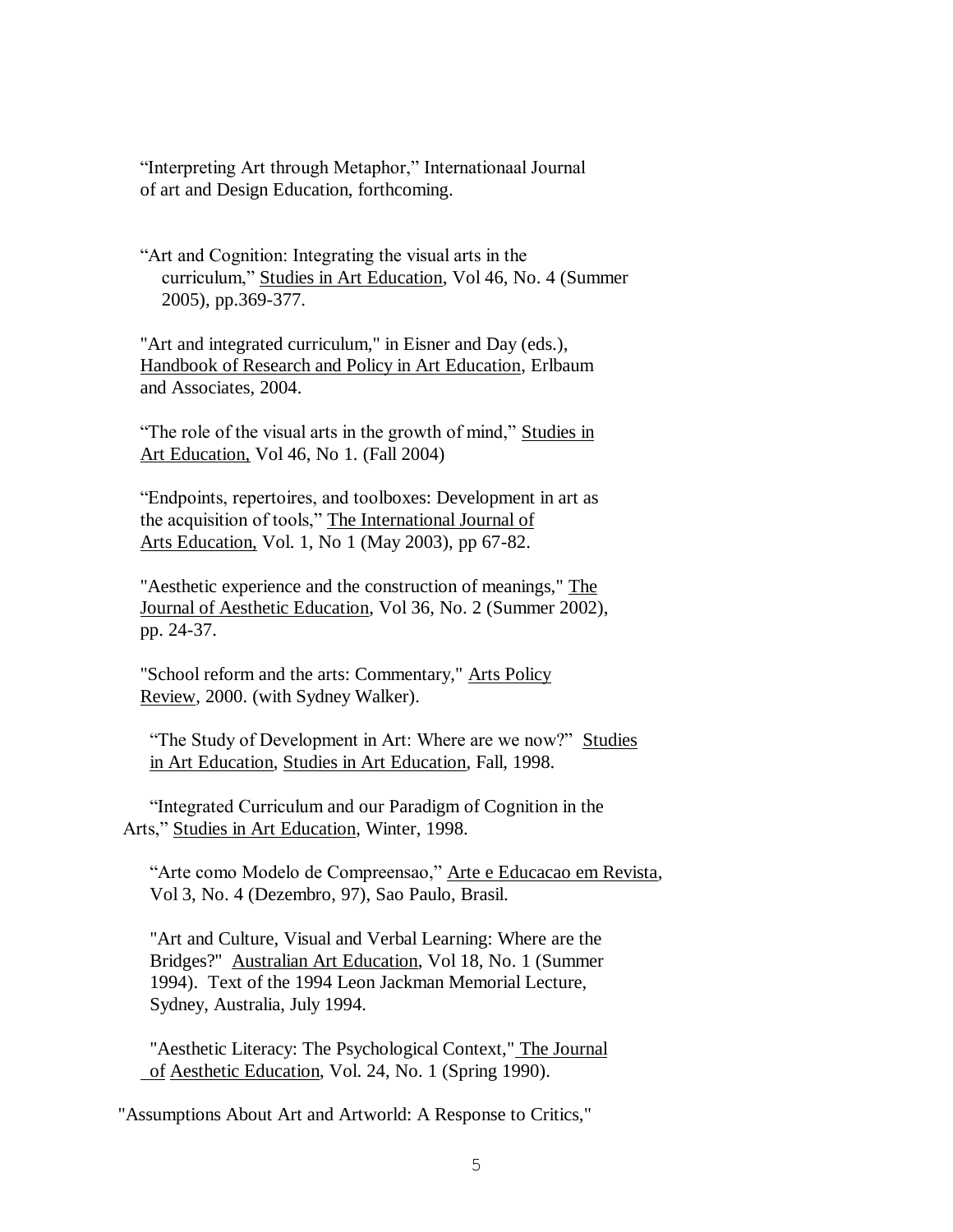"Interpreting Art through Metaphor," Internationaal Journal of art and Design Education, forthcoming.

"Art and Cognition: Integrating the visual arts in the curriculum," Studies in Art Education, Vol 46, No. 4 (Summer 2005), pp.369-377.

"Art and integrated curriculum," in Eisner and Day (eds.), Handbook of Research and Policy in Art Education, Erlbaum and Associates, 2004.

"The role of the visual arts in the growth of mind," Studies in Art Education, Vol 46, No 1. (Fall 2004)

"Endpoints, repertoires, and toolboxes: Development in art as the acquisition of tools," The International Journal of Arts Education, Vol. 1, No 1 (May 2003), pp 67-82.

"Aesthetic experience and the construction of meanings," The Journal of Aesthetic Education, Vol 36, No. 2 (Summer 2002), pp. 24-37.

"School reform and the arts: Commentary," Arts Policy Review, 2000. (with Sydney Walker).

"The Study of Development in Art: Where are we now?" Studies in Art Education, Studies in Art Education, Fall, 1998.

"Integrated Curriculum and our Paradigm of Cognition in the Arts," Studies in Art Education, Winter, 1998.

"Arte como Modelo de Compreensao," Arte e Educacao em Revista, Vol 3, No. 4 (Dezembro, 97), Sao Paulo, Brasil.

"Art and Culture, Visual and Verbal Learning: Where are the Bridges?" Australian Art Education, Vol 18, No. 1 (Summer 1994). Text of the 1994 Leon Jackman Memorial Lecture, Sydney, Australia, July 1994.

"Aesthetic Literacy: The Psychological Context," The Journal of Aesthetic Education, Vol. 24, No. 1 (Spring 1990).

"Assumptions About Art and Artworld: A Response to Critics,"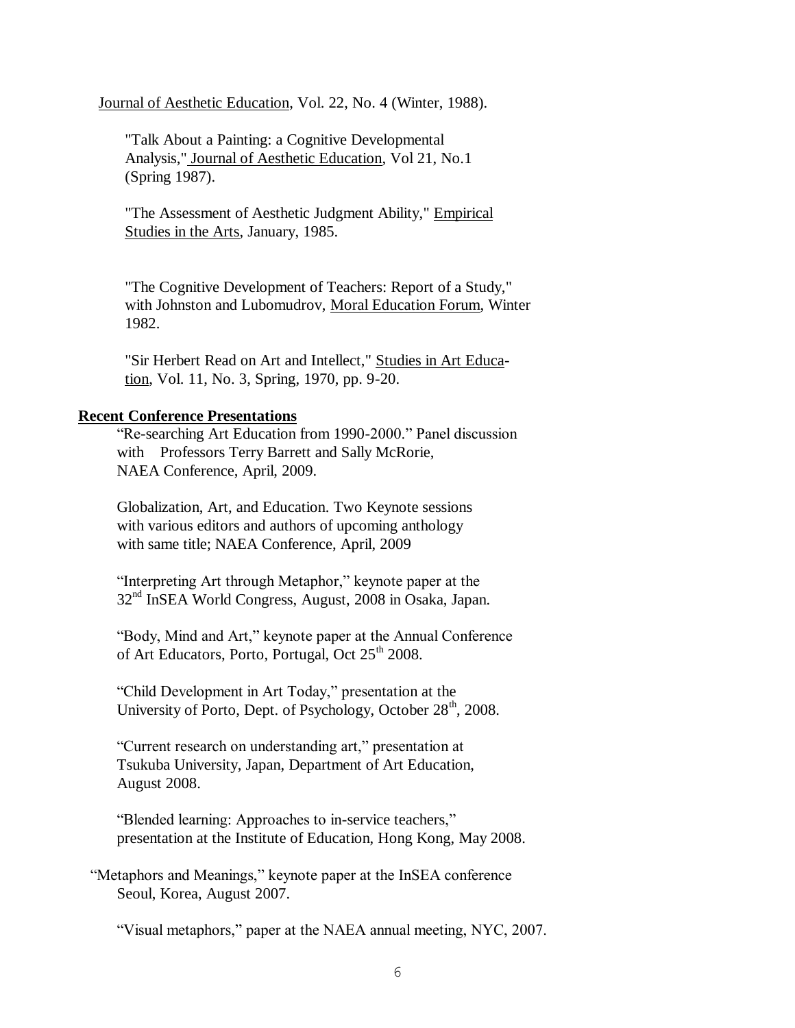Journal of Aesthetic Education, Vol. 22, No. 4 (Winter, 1988).

"Talk About a Painting: a Cognitive Developmental Analysis," Journal of Aesthetic Education, Vol 21, No.1 (Spring 1987).

"The Assessment of Aesthetic Judgment Ability," Empirical Studies in the Arts, January, 1985.

"The Cognitive Development of Teachers: Report of a Study," with Johnston and Lubomudrov, Moral Education Forum, Winter 1982.

"Sir Herbert Read on Art and Intellect," Studies in Art Education, Vol. 11, No. 3, Spring, 1970, pp. 9-20.

**Recent Conference Presentations**

"Re-searching Art Education from 1990-2000." Panel discussion with Professors Terry Barrett and Sally McRorie, NAEA Conference, April, 2009.

Globalization, Art, and Education. Two Keynote sessions with various editors and authors of upcoming anthology with same title; NAEA Conference, April, 2009

"Interpreting Art through Metaphor," keynote paper at the 32nd InSEA World Congress, August, 2008 in Osaka, Japan.

"Body, Mind and Art," keynote paper at the Annual Conference of Art Educators, Porto, Portugal, Oct 25th 2008.

"Child Development in Art Today," presentation at the University of Porto, Dept. of Psychology, October 28th, 2008.

"Current research on understanding art," presentation at Tsukuba University, Japan, Department of Art Education, August 2008.

"Blended learning: Approaches to in-service teachers," presentation at the Institute of Education, Hong Kong, May 2008.

"Metaphors and Meanings," keynote paper at the InSEA conference Seoul, Korea, August 2007.

"Visual metaphors," paper at the NAEA annual meeting, NYC, 2007.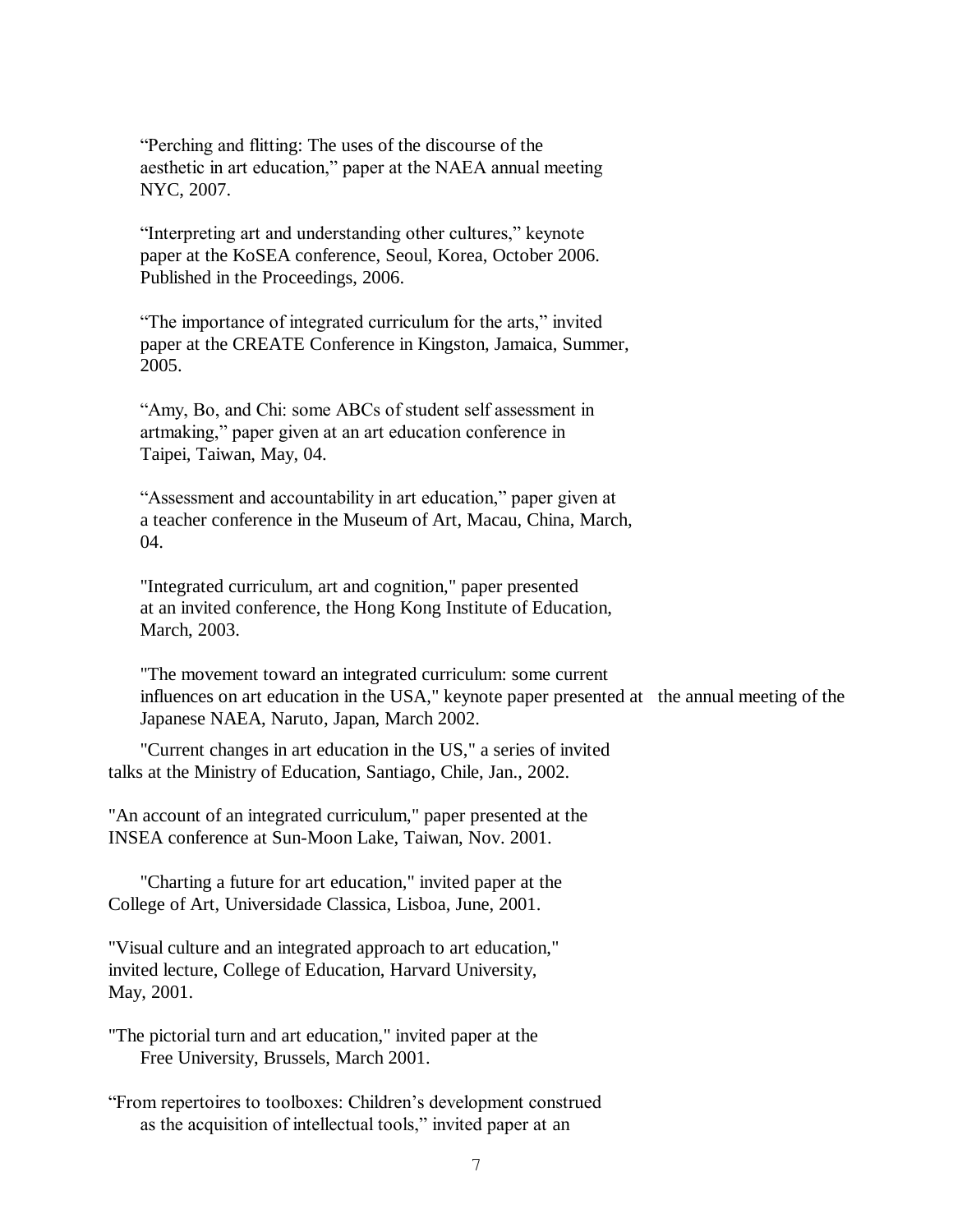“Perching and flitting: The uses of the discourse of the aesthetic in art education,” paper at the NAEA annual meeting NYC, 2007.

“Interpreting art and understanding other cultures,” keynote paper at the KoSEA conference, Seoul, Korea, October 2006. Published in the Proceedings, 2006.

“The importance of integrated curriculum for the arts,” invited paper at the CREATE Conference in Kingston, Jamaica, Summer, 2005.

“Amy, Bo, and Chi: some ABCs of student self assessment in artmaking,” paper given at an art education conference in Taipei, Taiwan, May, 04.

“Assessment and accountability in art education,” paper given at a teacher conference in the Museum of Art, Macau, China, March, 04.

"Integrated curriculum, art and cognition," paper presented at an invited conference, the Hong Kong Institute of Education, March, 2003.

"The movement toward an integrated curriculum: some current influences on art education in the USA," keynote paper presented at the annual meeting of the Japanese NAEA, Naruto, Japan, March 2002.

"Current changes in art education in the US," a series of invited talks at the Ministry of Education, Santiago, Chile, Jan., 2002.

"An account of an integrated curriculum," paper presented at the INSEA conference at Sun-Moon Lake, Taiwan, Nov. 2001.

"Charting a future for art education," invited paper at the College of Art, Universidade Classica, Lisboa, June, 2001.

"Visual culture and an integrated approach to art education," invited lecture, College of Education, Harvard University, May, 2001.

"The pictorial turn and art education," invited paper at the Free University, Brussels, March 2001.

“From repertoires to toolboxes: Children’s development construed as the acquisition of intellectual tools,” invited paper at an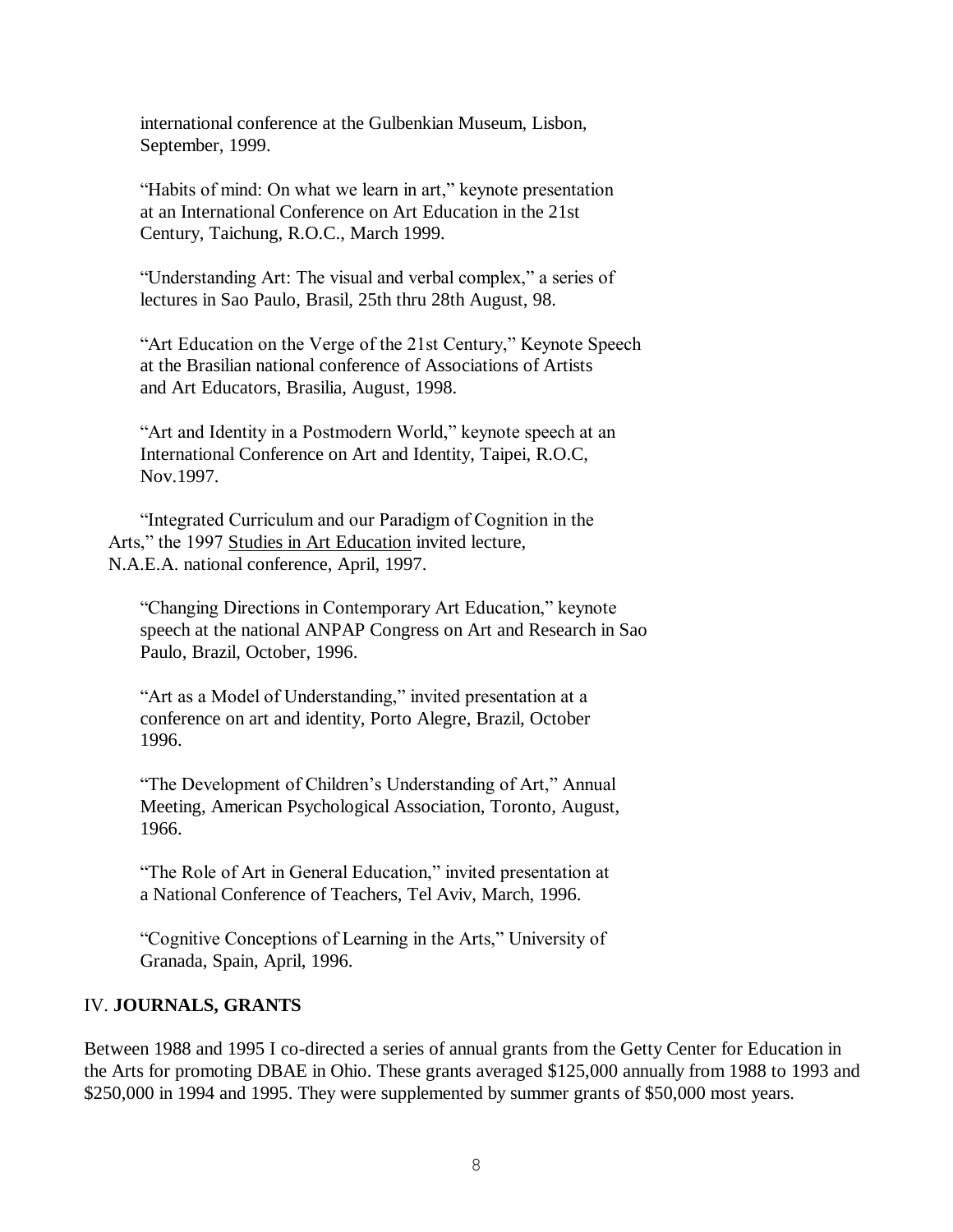international conference at the Gulbenkian Museum, Lisbon, September, 1999.

"Habits of mind: On what we learn in art," keynote presentation at an International Conference on Art Education in the 21st Century, Taichung, R.O.C., March 1999.

"Understanding Art: The visual and verbal complex," a series of lectures in Sao Paulo, Brasil, 25th thru 28th August, 98.

"Art Education on the Verge of the 21st Century," Keynote Speech at the Brasilian national conference of Associations of Artists and Art Educators, Brasilia, August, 1998.

"Art and Identity in a Postmodern World," keynote speech at an International Conference on Art and Identity, Taipei, R.O.C, Nov.1997.

"Integrated Curriculum and our Paradigm of Cognition in the Arts," the 1997 Studies in Art Education invited lecture, N.A.E.A. national conference, April, 1997.

"Changing Directions in Contemporary Art Education," keynote speech at the national ANPAP Congress on Art and Research in Sao Paulo, Brazil, October, 1996.

"Art as a Model of Understanding," invited presentation at a conference on art and identity, Porto Alegre, Brazil, October 1996.

"The Development of Children's Understanding of Art," Annual Meeting, American Psychological Association, Toronto, August, 1966.

"The Role of Art in General Education," invited presentation at a National Conference of Teachers, Tel Aviv, March, 1996.

"Cognitive Conceptions of Learning in the Arts," University of Granada, Spain, April, 1996.

## IV. **JOURNALS, GRANTS**

Between 1988 and 1995 I co-directed a series of annual grants from the Getty Center for Education in the Arts for promoting DBAE in Ohio. These grants averaged $125,000 annually from 1988 to 1993 and $250,000 in 1994 and 1995. They were supplemented by summer grants of $50,000 most years.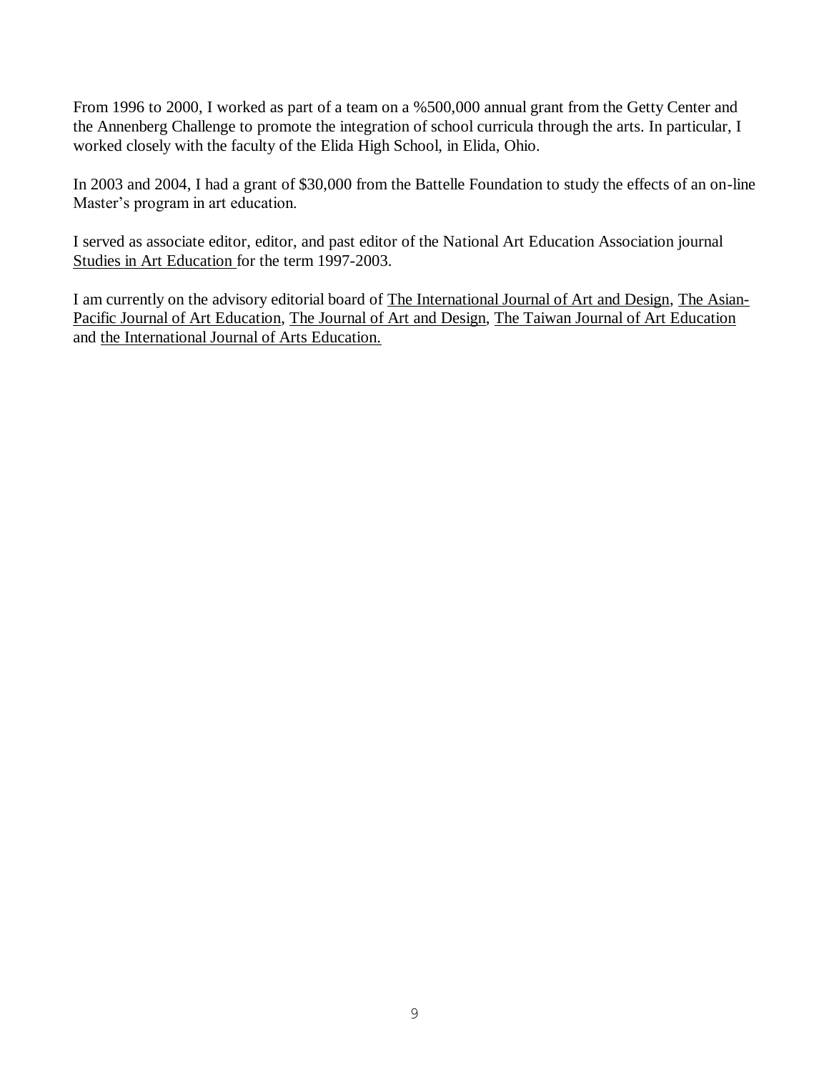From 1996 to 2000, I worked as part of a team on a %500,000 annual grant from the Getty Center and the Annenberg Challenge to promote the integration of school curricula through the arts. In particular, I worked closely with the faculty of the Elida High School, in Elida, Ohio.

In 2003 and 2004, I had a grant of $30,000 from the Battelle Foundation to study the effects of an on-line Master's program in art education.

I served as associate editor, editor, and past editor of the National Art Education Association journal Studies in Art Education for the term 1997-2003.

I am currently on the advisory editorial board of The International Journal of Art and Design, The Asian-Pacific Journal of Art Education, The Journal of Art and Design, The Taiwan Journal of Art Education and the International Journal of Arts Education.